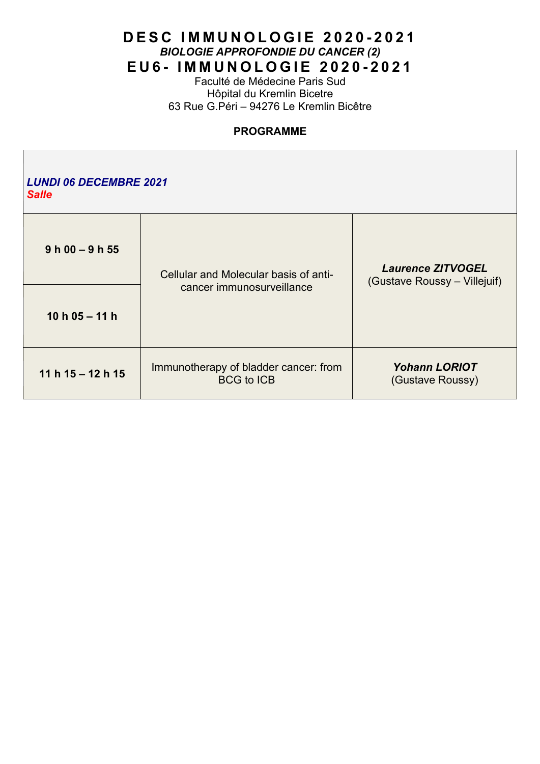# D E S C  I M M U N O L O G I E  2 0 2 0 - 2 0 2 1

***BIOLOGIE APPROFONDIE DU CANCER (2)***

# E U 6 -  I M M U N O L O G I E  2 0 2 0 - 2 0 2 1

Faculté de Médecine Paris Sud
Hôpital du Kremlin Bicetre
63 Rue G.Péri – 94276 Le Kremlin Bicêtre

**PROGRAMME**

***LUNDI 06 DECEMBRE 2021***
***Salle***

| | | |
|---|---|---|
| **9 h 00 – 9 h 55** | Cellular and Molecular basis of anti-cancer immunosurveillance | ***Laurence ZITVOGEL*** (Gustave Roussy – Villejuif) |
| **10 h 05 – 11 h** | | |
| **11 h 15 – 12 h 15** | Immunotherapy of bladder cancer: from BCG to ICB | ***Yohann LORIOT*** (Gustave Roussy) |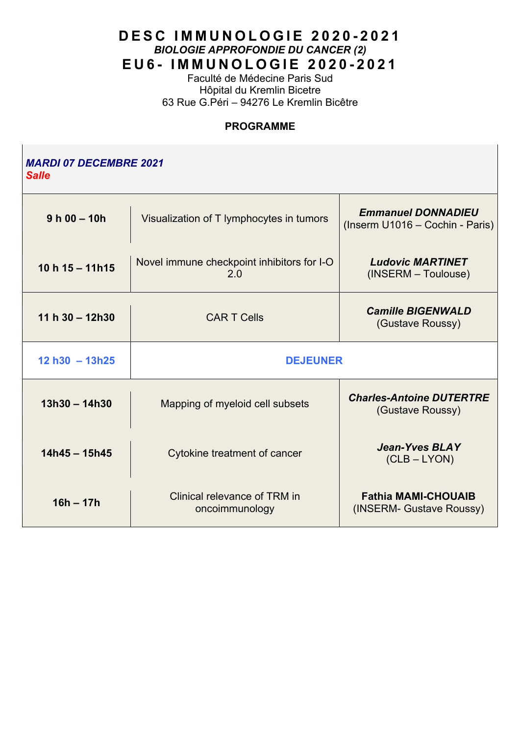# DESC IMMUNOLOGIE 2020-2021

***BIOLOGIE APPROFONDIE DU CANCER (2)***

# EU6- IMMUNOLOGIE 2020-2021

Faculté de Médecine Paris Sud
Hôpital du Kremlin Bicetre
63 Rue G.Péri – 94276 Le Kremlin Bicêtre

**PROGRAMME**

***MARDI 07 DECEMBRE 2021***
***Salle***

| | | |
|---|---|---|
| **9 h 00 – 10h** | Visualization of T lymphocytes in tumors | ***Emmanuel DONNADIEU*** (Inserm U1016 – Cochin - Paris) |
| **10 h 15 – 11h15** | Novel immune checkpoint inhibitors for I-O 2.0 | ***Ludovic MARTINET*** (INSERM – Toulouse) |
| **11 h 30 – 12h30** | CAR T Cells | ***Camille BIGENWALD*** (Gustave Roussy) |
| **12 h30 – 13h25** | **DEJEUNER** | |
| **13h30 – 14h30** | Mapping of myeloid cell subsets | ***Charles-Antoine DUTERTRE*** (Gustave Roussy) |
| **14h45 – 15h45** | Cytokine treatment of cancer | ***Jean-Yves BLAY*** (CLB – LYON) |
| **16h – 17h** | Clinical relevance of TRM in oncoimmunology | **Fathia MAMI-CHOUAIB** (INSERM- Gustave Roussy) |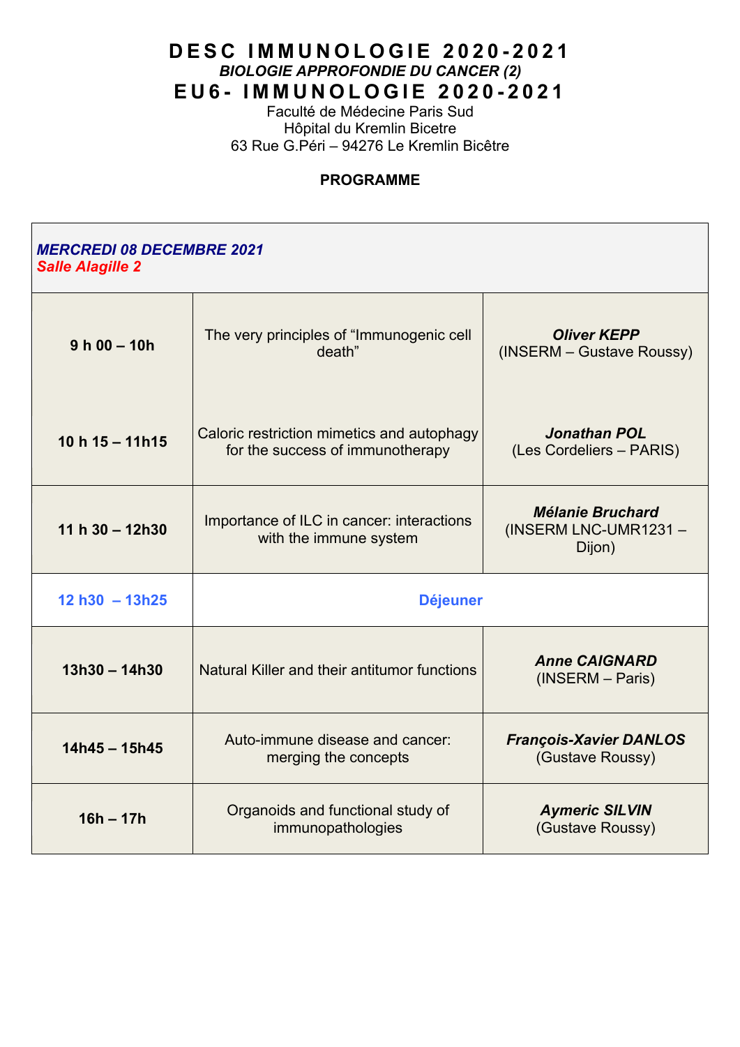# D E S C  I M M U N O L O G I E  2 0 2 0 - 2 0 2 1

***BIOLOGIE APPROFONDIE DU CANCER (2)***

# E U 6 -  I M M U N O L O G I E  2 0 2 0 - 2 0 2 1

Faculté de Médecine Paris Sud
Hôpital du Kremlin Bicetre
63 Rue G.Péri – 94276 Le Kremlin Bicêtre

**PROGRAMME**

| ***MERCREDI 08 DECEMBRE 2021*** <br> ***Salle Alagille 2*** | | |
|---|---|---|
| **9 h 00 – 10h** | The very principles of "Immunogenic cell death" | ***Oliver KEPP*** <br> (INSERM – Gustave Roussy) |
| **10 h 15 – 11h15** | Caloric restriction mimetics and autophagy for the success of immunotherapy | ***Jonathan POL*** <br> (Les Cordeliers – PARIS) |
| **11 h 30 – 12h30** | Importance of ILC in cancer: interactions with the immune system | ***Mélanie Bruchard*** <br> (INSERM LNC-UMR1231 – Dijon) |
| **12 h30 – 13h25** | **Déjeuner** | |
| **13h30 – 14h30** | Natural Killer and their antitumor functions | ***Anne CAIGNARD*** <br> (INSERM – Paris) |
| **14h45 – 15h45** | Auto-immune disease and cancer: merging the concepts | ***François-Xavier DANLOS*** <br> (Gustave Roussy) |
| **16h – 17h** | Organoids and functional study of immunopathologies | ***Aymeric SILVIN*** <br> (Gustave Roussy) |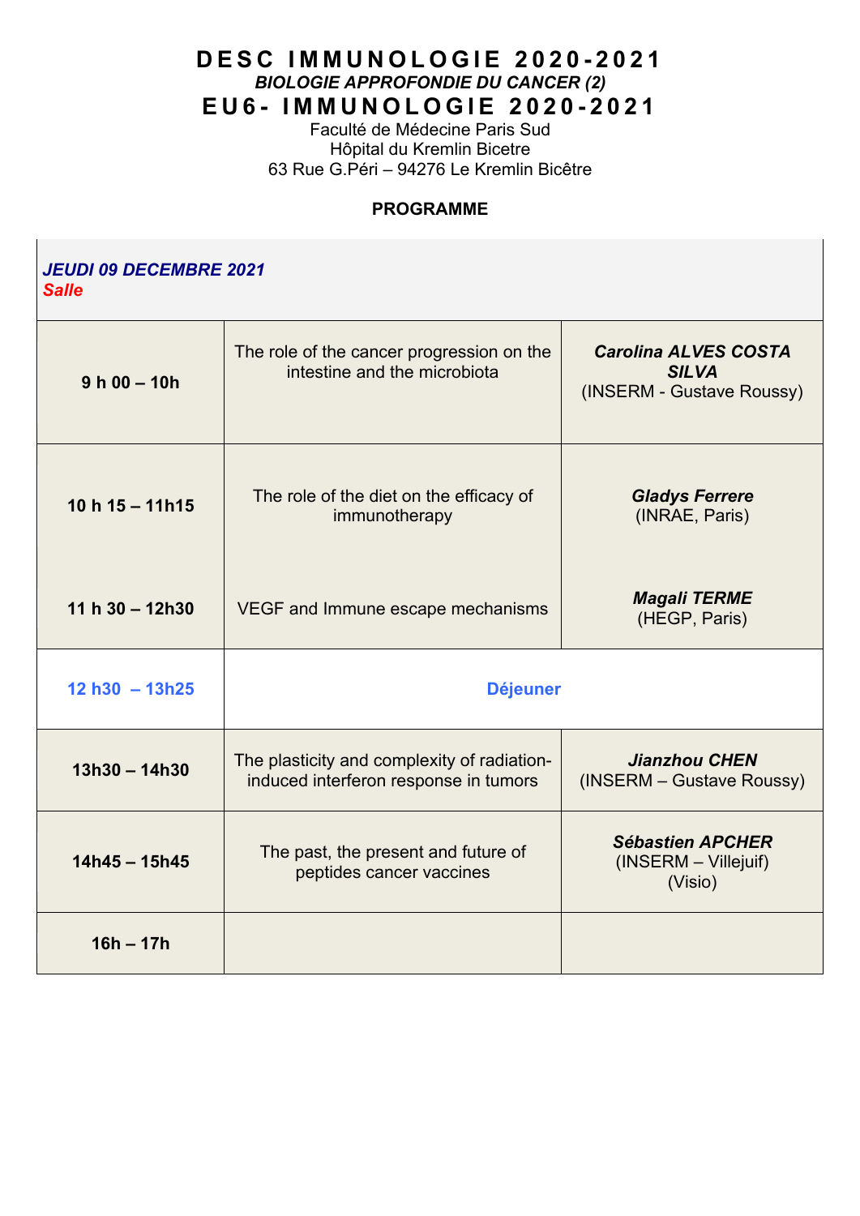# D E S C  I M M U N O L O G I E  2 0 2 0 - 2 0 2 1

***BIOLOGIE APPROFONDIE DU CANCER (2)***

# E U 6 -  I M M U N O L O G I E  2 0 2 0 - 2 0 2 1

Faculté de Médecine Paris Sud
Hôpital du Kremlin Bicetre
63 Rue G.Péri – 94276 Le Kremlin Bicêtre

**PROGRAMME**

***JEUDI 09 DECEMBRE 2021***
***Salle***

| | | |
|---|---|---|
| **9 h 00 – 10h** | The role of the cancer progression on the intestine and the microbiota | ***Carolina ALVES COSTA SILVA*** (INSERM - Gustave Roussy) |
| **10 h 15 – 11h15** | The role of the diet on the efficacy of immunotherapy | ***Gladys Ferrere*** (INRAE, Paris) |
| **11 h 30 – 12h30** | VEGF and Immune escape mechanisms | ***Magali TERME*** (HEGP, Paris) |
| **12 h30 – 13h25** | **Déjeuner** | |
| **13h30 – 14h30** | The plasticity and complexity of radiation-induced interferon response in tumors | ***Jianzhou CHEN*** (INSERM – Gustave Roussy) |
| **14h45 – 15h45** | The past, the present and future of peptides cancer vaccines | ***Sébastien APCHER*** (INSERM – Villejuif) (Visio) |
| **16h – 17h** | | |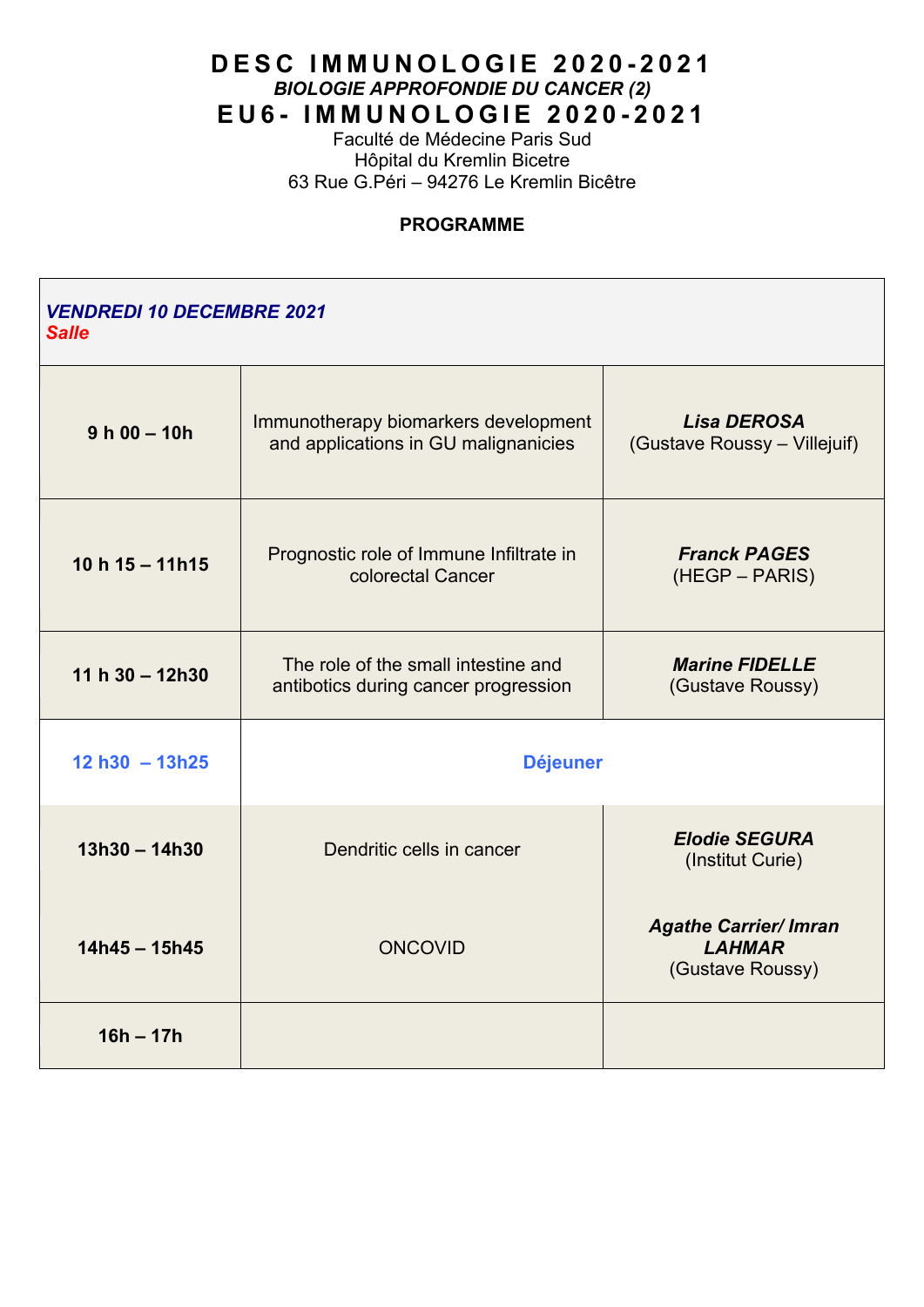# DESC IMMUNOLOGIE 2020-2021

***BIOLOGIE APPROFONDIE DU CANCER (2)***

# EU6- IMMUNOLOGIE 2020-2021

Faculté de Médecine Paris Sud
Hôpital du Kremlin Bicetre
63 Rue G.Péri – 94276 Le Kremlin Bicêtre

**PROGRAMME**

| ***VENDREDI 10 DECEMBRE 2021*** ***Salle*** | | |
|---|---|---|
| **9 h 00 – 10h** | Immunotherapy biomarkers development and applications in GU malignanicies | ***Lisa DEROSA*** (Gustave Roussy – Villejuif) |
| **10 h 15 – 11h15** | Prognostic role of Immune Infiltrate in colorectal Cancer | ***Franck PAGES*** (HEGP – PARIS) |
| **11 h 30 – 12h30** | The role of the small intestine and antibotics during cancer progression | ***Marine FIDELLE*** (Gustave Roussy) |
| **12 h30 – 13h25** | **Déjeuner** | |
| **13h30 – 14h30** | Dendritic cells in cancer | ***Elodie SEGURA*** (Institut Curie) |
| **14h45 – 15h45** | ONCOVID | ***Agathe Carrier/ Imran LAHMAR*** (Gustave Roussy) |
| **16h – 17h** | | |